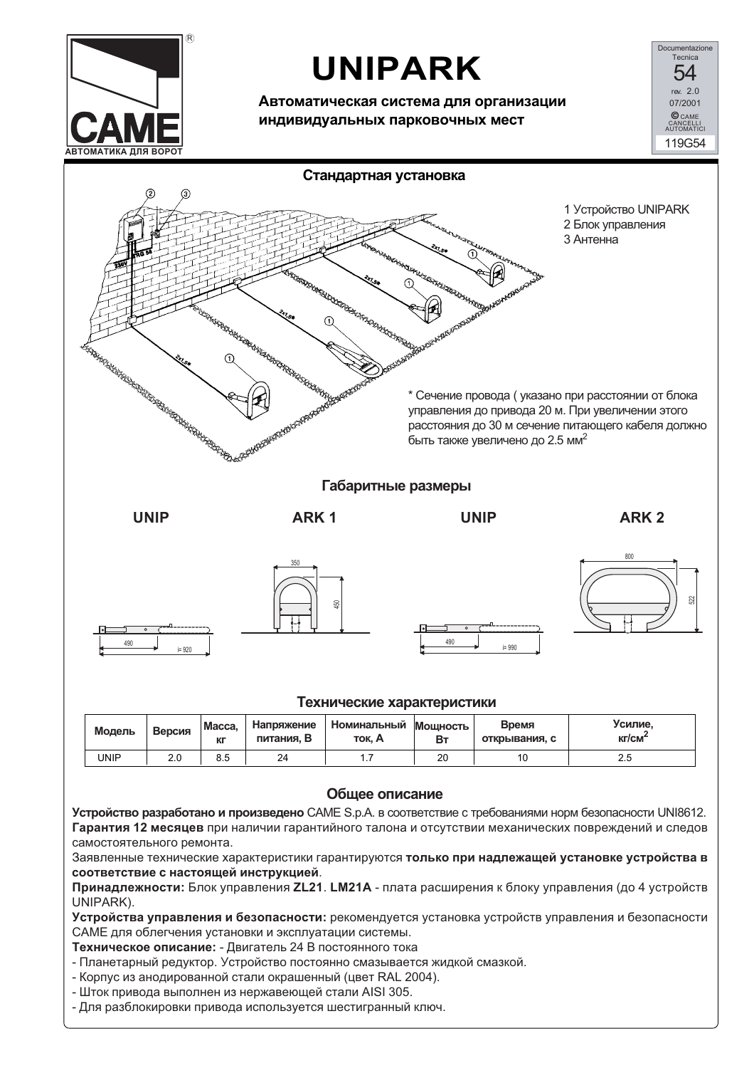# UNIPARK

**Автоматическая система для организации индивидуальных парковочных мест**

Documentazione Tecnica 54, rev. 2.0, 07/2001, © CAME CANCELLI AUTOMATICI, 119G54

## Стандартная установка

1 Устройство UNIPARK
2 Блок управления
3 Антенна

\* Сечение провода ( указано при расстоянии от блока управления до привода 20 м. При увеличении этого расстояния до 30 м сечение питающего кабеля должно быть также увеличено до 2.5 мм$^2$

## Габаритные размеры

**UNIPARK 1** — 350, 450, 490, i= 920

**UNIPARK 2** — 800, 522, 490, i= 990

## Технические характеристики

| Модель | Версия | Масса, кг | Напряжение питания, В | Номинальный ток, А | Мощность Вт | Время открывания, с | Усилие, кг/см$^2$ |
|---|---|---|---|---|---|---|---|
| UNIP | 2.0 | 8.5 | 24 | 1.7 | 20 | 10 | 2.5 |

## Общее описание

**Устройство разработано и произведено** CAME S.p.A. в соответствие с требованиями норм безопасности UNI8612.
**Гарантия 12 месяцев** при наличии гарантийного талона и отсутствии механических повреждений и следов самостоятельного ремонта.
Заявленные технические характеристики гарантируются **только при надлежащей установке устройства в соответствие с настоящей инструкцией**.
**Принадлежности:** Блок управления **ZL21**. **LM21A** - плата расширения к блоку управления (до 4 устройств UNIPARK).
**Устройства управления и безопасности:** рекомендуется установка устройств управления и безопасности CAME для облегчения установки и эксплуатации системы.
**Техническое описание:** - Двигатель 24 В постоянного тока
- Планетарный редуктор. Устройство постоянно смазывается жидкой смазкой.
- Корпус из анодированной стали окрашенный (цвет RAL 2004).
- Шток привода выполнен из нержавеющей стали AISI 305.
- Для разблокировки привода используется шестигранный ключ.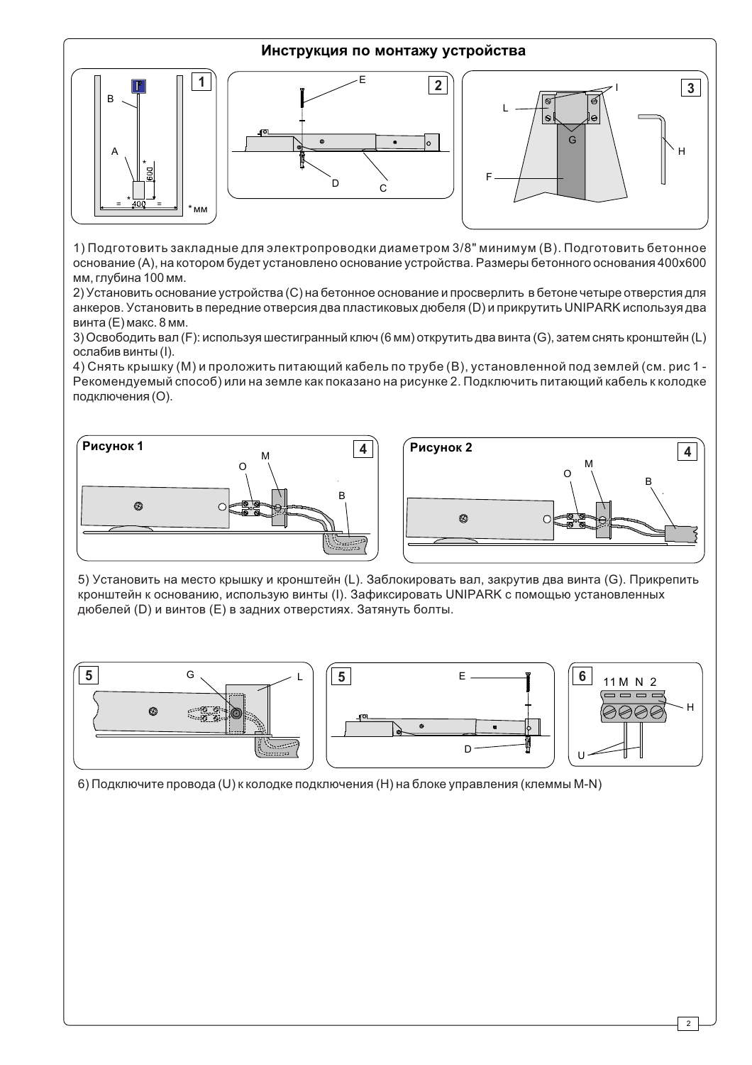## Инструкция по монтажу устройства

1) Подготовить закладные для электропроводки диаметром 3/8" минимум (B). Подготовить бетонное основание (A), на котором будет установлено основание устройства. Размеры бетонного основания 400x600 мм, глубина 100 мм.
2) Установить основание устройства (C) на бетонное основание и просверлить в бетоне четыре отверстия для анкеров. Установить в передние отверсия два пластиковых дюбеля (D) и прикрутить UNIPARK используя два винта (E) макс. 8 мм.
3) Освободить вал (F): используя шестигранный ключ (6 мм) открутить два винта (G), затем снять кронштейн (L) ослабив винты (I).
4) Снять крышку (M) и проложить питающий кабель по трубе (B), установленной под землей (см. рис 1 - Рекомендуемый способ) или на земле как показано на рисунке 2. Подключить питающий кабель к колодке подключения (O).

5) Установить на место крышку и кронштейн (L). Заблокировать вал, закрутив два винта (G). Прикрепить кронштейн к основанию, использую винты (I). Зафиксировать UNIPARK с помощью установленных дюбелей (D) и винтов (E) в задних отверстиях. Затянуть болты.

6) Подключите провода (U) к колодке подключения (H) на блоке управления (клеммы M-N)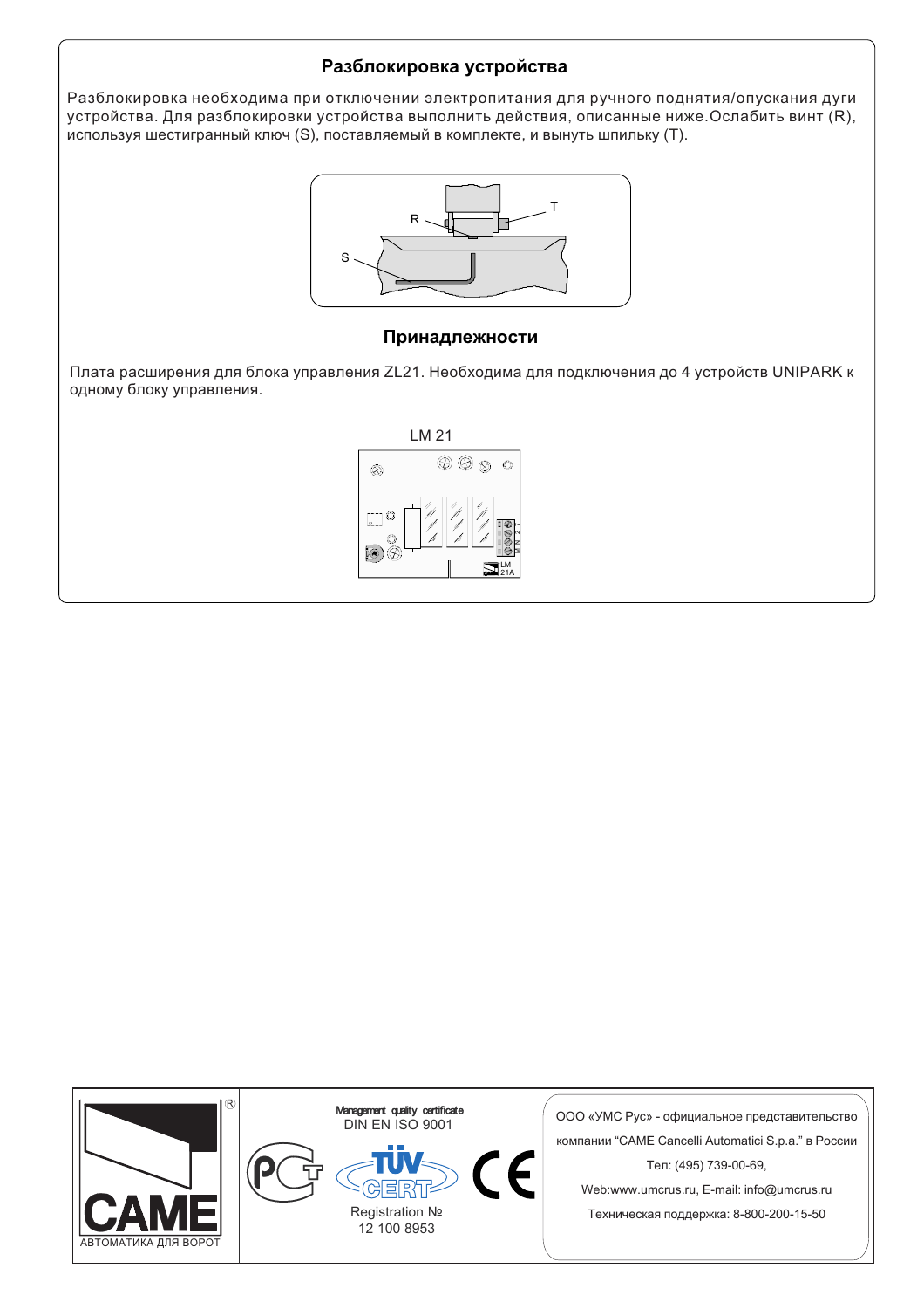## Разблокировка устройства

Разблокировка необходима при отключении электропитания для ручного поднятия/опускания дуги устройства. Для разблокировки устройства выполнить действия, описанные ниже.Ослабить винт (R), используя шестигранный ключ (S), поставляемый в комплекте, и вынуть шпильку (T).

R

T

S

## Принадлежности

Плата расширения для блока управления ZL21. Необходима для подключения до 4 устройств UNIPARK к одному блоку управления.

LM 21

CAME

АВТОМАТИКА ДЛЯ ВОРОТ

Management quality certificate

DIN EN ISO 9001

Registration №

12 100 8953

ООО «УМС Рус» - официальное представительство компании "CAME Cancelli Automatici S.p.a." в России

Тел: (495) 739-00-69,

Web:www.umcrus.ru, E-mail: info@umcrus.ru

Техническая поддержка: 8-800-200-15-50